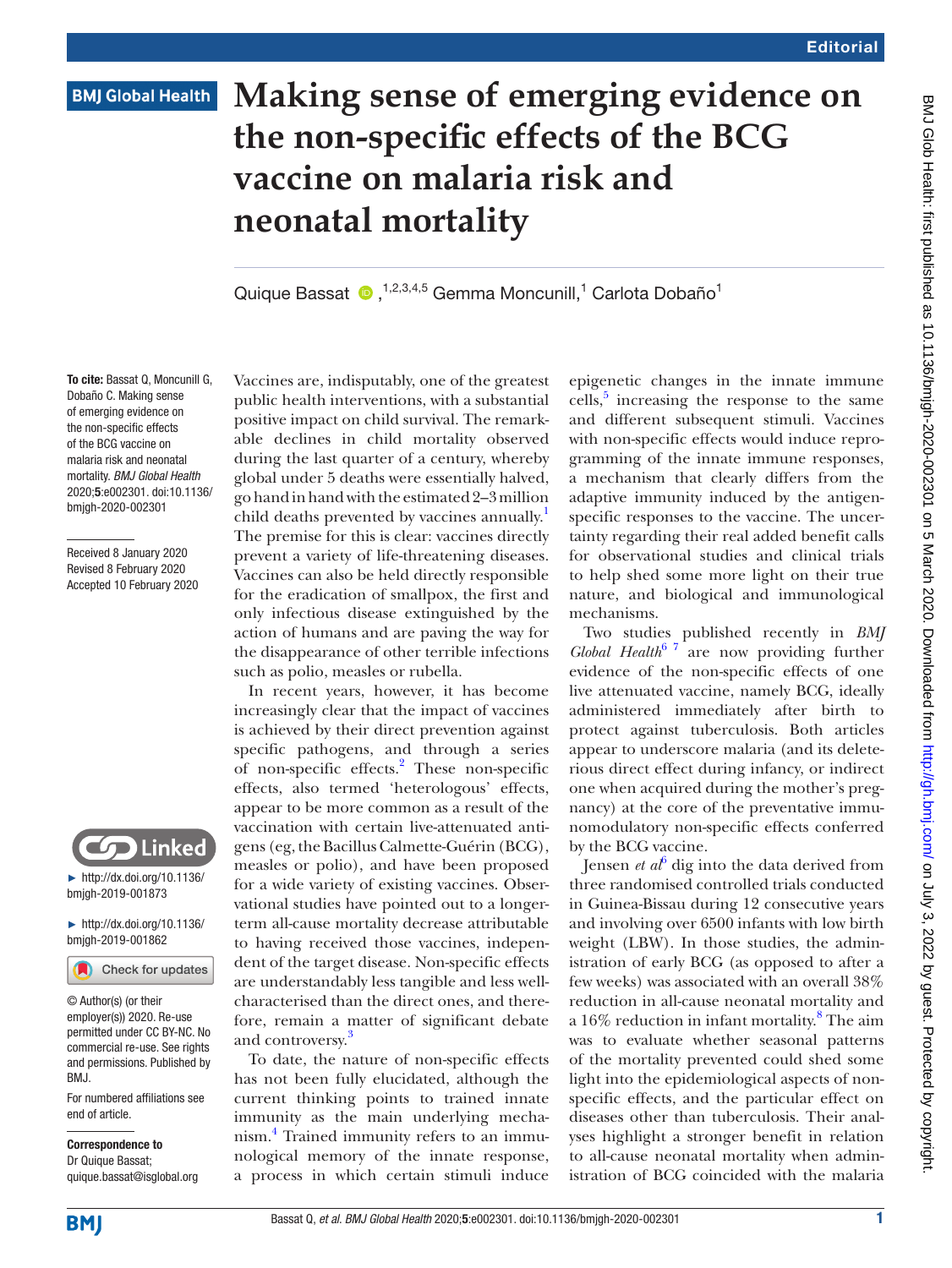Editorial

# Making sense of emerging evidence on the non-specific effects of the BCG vaccine on malaria risk and neonatal mortality

Quique Bassat,[1,2,3,4,5] Gemma Moncunill,[1] Carlota Dobaño[1]

**To cite:** Bassat Q, Moncunill G, Dobaño C. Making sense of emerging evidence on the non-specific effects of the BCG vaccine on malaria risk and neonatal mortality. *BMJ Global Health* 2020;**5**:e002301. doi:10.1136/bmjgh-2020-002301

Received 8 January 2020
Revised 8 February 2020
Accepted 10 February 2020

► http://dx.doi.org/10.1136/bmjgh-2019-001873

► http://dx.doi.org/10.1136/bmjgh-2019-001862

© Author(s) (or their employer(s)) 2020. Re-use permitted under CC BY-NC. No commercial re-use. See rights and permissions. Published by BMJ.

For numbered affiliations see end of article.

**Correspondence to**
Dr Quique Bassat;
quique.bassat@isglobal.org

Vaccines are, indisputably, one of the greatest public health interventions, with a substantial positive impact on child survival. The remarkable declines in child mortality observed during the last quarter of a century, whereby global under 5 deaths were essentially halved, go hand in hand with the estimated 2–3 million child deaths prevented by vaccines annually.[1] The premise for this is clear: vaccines directly prevent a variety of life-threatening diseases. Vaccines can also be held directly responsible for the eradication of smallpox, the first and only infectious disease extinguished by the action of humans and are paving the way for the disappearance of other terrible infections such as polio, measles or rubella.

In recent years, however, it has become increasingly clear that the impact of vaccines is achieved by their direct prevention against specific pathogens, and through a series of non-specific effects.[2] These non-specific effects, also termed 'heterologous' effects, appear to be more common as a result of the vaccination with certain live-attenuated antigens (eg, the Bacillus Calmette-Guérin (BCG), measles or polio), and have been proposed for a wide variety of existing vaccines. Observational studies have pointed out to a longer-term all-cause mortality decrease attributable to having received those vaccines, independent of the target disease. Non-specific effects are understandably less tangible and less well-characterised than the direct ones, and therefore, remain a matter of significant debate and controversy.[3]

To date, the nature of non-specific effects has not been fully elucidated, although the current thinking points to trained innate immunity as the main underlying mechanism.[4] Trained immunity refers to an immunological memory of the innate response, a process in which certain stimuli induce epigenetic changes in the innate immune cells,[5] increasing the response to the same and different subsequent stimuli. Vaccines with non-specific effects would induce reprogramming of the innate immune responses, a mechanism that clearly differs from the adaptive immunity induced by the antigen-specific responses to the vaccine. The uncertainty regarding their real added benefit calls for observational studies and clinical trials to help shed some more light on their true nature, and biological and immunological mechanisms.

Two studies published recently in *BMJ Global Health*[6,7] are now providing further evidence of the non-specific effects of one live attenuated vaccine, namely BCG, ideally administered immediately after birth to protect against tuberculosis. Both articles appear to underscore malaria (and its deleterious direct effect during infancy, or indirect one when acquired during the mother's pregnancy) at the core of the preventative immunomodulatory non-specific effects conferred by the BCG vaccine.

Jensen *et al*[6] dig into the data derived from three randomised controlled trials conducted in Guinea-Bissau during 12 consecutive years and involving over 6500 infants with low birth weight (LBW). In those studies, the administration of early BCG (as opposed to after a few weeks) was associated with an overall 38% reduction in all-cause neonatal mortality and a 16% reduction in infant mortality.[8] The aim was to evaluate whether seasonal patterns of the mortality prevented could shed some light into the epidemiological aspects of non-specific effects, and the particular effect on diseases other than tuberculosis. Their analyses highlight a stronger benefit in relation to all-cause neonatal mortality when administration of BCG coincided with the malaria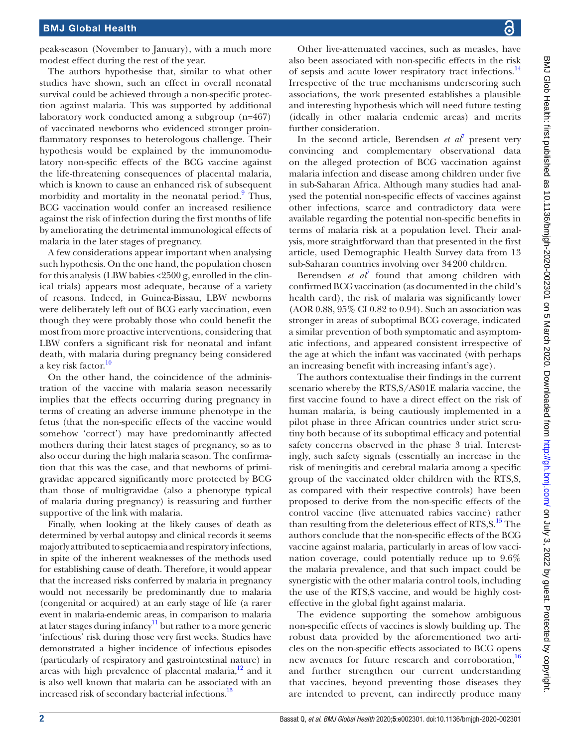peak-season (November to January), with a much more modest effect during the rest of the year.

The authors hypothesise that, similar to what other studies have shown, such an effect in overall neonatal survival could be achieved through a non-specific protection against malaria. This was supported by additional laboratory work conducted among a subgroup (n=467) of vaccinated newborns who evidenced stronger proinflammatory responses to heterologous challenge. Their hypothesis would be explained by the immunomodulatory non-specific effects of the BCG vaccine against the life-threatening consequences of placental malaria, which is known to cause an enhanced risk of subsequent morbidity and mortality in the neonatal period.[9] Thus, BCG vaccination would confer an increased resilience against the risk of infection during the first months of life by ameliorating the detrimental immunological effects of malaria in the later stages of pregnancy.

A few considerations appear important when analysing such hypothesis. On the one hand, the population chosen for this analysis (LBW babies <2500 g, enrolled in the clinical trials) appears most adequate, because of a variety of reasons. Indeed, in Guinea-Bissau, LBW newborns were deliberately left out of BCG early vaccination, even though they were probably those who could benefit the most from more proactive interventions, considering that LBW confers a significant risk for neonatal and infant death, with malaria during pregnancy being considered a key risk factor.[10]

On the other hand, the coincidence of the administration of the vaccine with malaria season necessarily implies that the effects occurring during pregnancy in terms of creating an adverse immune phenotype in the fetus (that the non-specific effects of the vaccine would somehow 'correct') may have predominantly affected mothers during their latest stages of pregnancy, so as to also occur during the high malaria season. The confirmation that this was the case, and that newborns of primigravidae appeared significantly more protected by BCG than those of multigravidae (also a phenotype typical of malaria during pregnancy) is reassuring and further supportive of the link with malaria.

Finally, when looking at the likely causes of death as determined by verbal autopsy and clinical records it seems majorly attributed to septicaemia and respiratory infections, in spite of the inherent weaknesses of the methods used for establishing cause of death. Therefore, it would appear that the increased risks conferred by malaria in pregnancy would not necessarily be predominantly due to malaria (congenital or acquired) at an early stage of life (a rarer event in malaria-endemic areas, in comparison to malaria at later stages during infancy[11] but rather to a more generic 'infectious' risk during those very first weeks. Studies have demonstrated a higher incidence of infectious episodes (particularly of respiratory and gastrointestinal nature) in areas with high prevalence of placental malaria,[12] and it is also well known that malaria can be associated with an increased risk of secondary bacterial infections.[13]

Other live-attenuated vaccines, such as measles, have also been associated with non-specific effects in the risk of sepsis and acute lower respiratory tract infections.[14] Irrespective of the true mechanisms underscoring such associations, the work presented establishes a plausible and interesting hypothesis which will need future testing (ideally in other malaria endemic areas) and merits further consideration.

In the second article, Berendsen *et al*[7] present very convincing and complementary observational data on the alleged protection of BCG vaccination against malaria infection and disease among children under five in sub-Saharan Africa. Although many studies had analysed the potential non-specific effects of vaccines against other infections, scarce and contradictory data were available regarding the potential non-specific benefits in terms of malaria risk at a population level. Their analysis, more straightforward than that presented in the first article, used Demographic Health Survey data from 13 sub-Saharan countries involving over 34 200 children.

Berendsen *et al*[7] found that among children with confirmed BCG vaccination (as documented in the child's health card), the risk of malaria was significantly lower (AOR 0.88, 95% CI 0.82 to 0.94). Such an association was stronger in areas of suboptimal BCG coverage, indicated a similar prevention of both symptomatic and asymptomatic infections, and appeared consistent irrespective of the age at which the infant was vaccinated (with perhaps an increasing benefit with increasing infant's age).

The authors contextualise their findings in the current scenario whereby the RTS,S/AS01E malaria vaccine, the first vaccine found to have a direct effect on the risk of human malaria, is being cautiously implemented in a pilot phase in three African countries under strict scrutiny both because of its suboptimal efficacy and potential safety concerns observed in the phase 3 trial. Interestingly, such safety signals (essentially an increase in the risk of meningitis and cerebral malaria among a specific group of the vaccinated older children with the RTS,S, as compared with their respective controls) have been proposed to derive from the non-specific effects of the control vaccine (live attenuated rabies vaccine) rather than resulting from the deleterious effect of RTS,S.[15] The authors conclude that the non-specific effects of the BCG vaccine against malaria, particularly in areas of low vaccination coverage, could potentially reduce up to 9.6% the malaria prevalence, and that such impact could be synergistic with the other malaria control tools, including the use of the RTS,S vaccine, and would be highly cost-effective in the global fight against malaria.

The evidence supporting the somehow ambiguous non-specific effects of vaccines is slowly building up. The robust data provided by the aforementioned two articles on the non-specific effects associated to BCG opens new avenues for future research and corroboration,[16] and further strengthen our current understanding that vaccines, beyond preventing those diseases they are intended to prevent, can indirectly produce many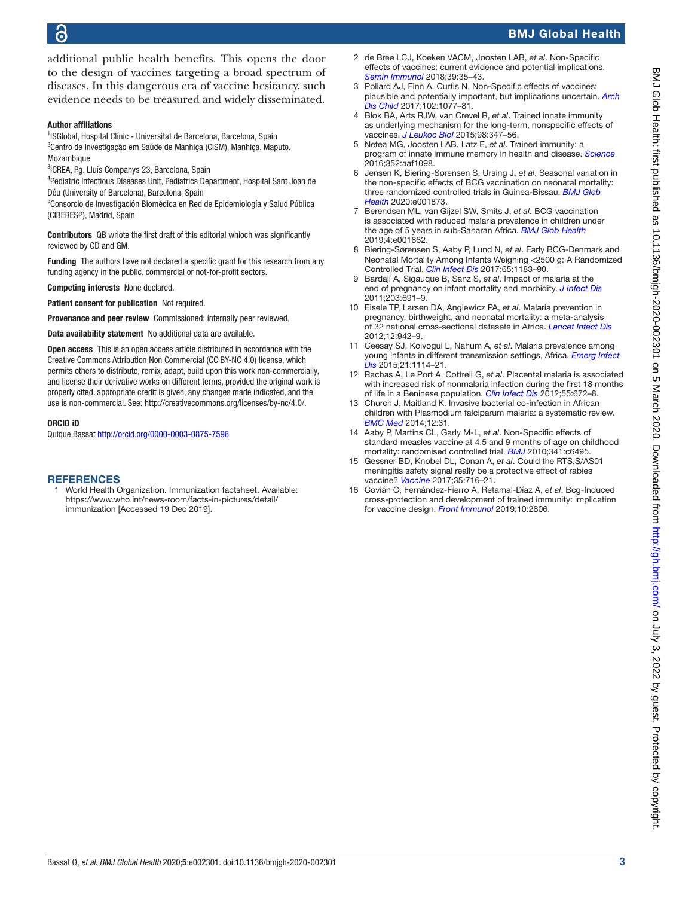additional public health benefits. This opens the door to the design of vaccines targeting a broad spectrum of diseases. In this dangerous era of vaccine hesitancy, such evidence needs to be treasured and widely disseminated.

**Author affiliations**

[1]ISGlobal, Hospital Clínic - Universitat de Barcelona, Barcelona, Spain
[2]Centro de Investigação em Saúde de Manhiça (CISM), Manhiça, Maputo, Mozambique
[3]ICREA, Pg. Lluís Companys 23, Barcelona, Spain
[4]Pediatric Infectious Diseases Unit, Pediatrics Department, Hospital Sant Joan de Déu (University of Barcelona), Barcelona, Spain
[5]Consorcio de Investigación Biomédica en Red de Epidemiología y Salud Pública (CIBERESP), Madrid, Spain

**Contributors** QB wriote the first draft of this editorial whioch was significantly reviewed by CD and GM.

**Funding** The authors have not declared a specific grant for this research from any funding agency in the public, commercial or not-for-profit sectors.

**Competing interests** None declared.

**Patient consent for publication** Not required.

**Provenance and peer review** Commissioned; internally peer reviewed.

**Data availability statement** No additional data are available.

**Open access** This is an open access article distributed in accordance with the Creative Commons Attribution Non Commercial (CC BY-NC 4.0) license, which permits others to distribute, remix, adapt, build upon this work non-commercially, and license their derivative works on different terms, provided the original work is properly cited, appropriate credit is given, any changes made indicated, and the use is non-commercial. See: http://creativecommons.org/licenses/by-nc/4.0/.

**ORCID iD**

Quique Bassat http://orcid.org/0000-0003-0875-7596

## REFERENCES

1. World Health Organization. Immunization factsheet. Available: https://www.who.int/news-room/facts-in-pictures/detail/immunization [Accessed 19 Dec 2019].
2. de Bree LCJ, Koeken VACM, Joosten LAB, *et al*. Non-Specific effects of vaccines: current evidence and potential implications. *Semin Immunol* 2018;39:35–43.
3. Pollard AJ, Finn A, Curtis N. Non-Specific effects of vaccines: plausible and potentially important, but implications uncertain. *Arch Dis Child* 2017;102:1077–81.
4. Blok BA, Arts RJW, van Crevel R, *et al*. Trained innate immunity as underlying mechanism for the long-term, nonspecific effects of vaccines. *J Leukoc Biol* 2015;98:347–56.
5. Netea MG, Joosten LAB, Latz E, *et al*. Trained immunity: a program of innate immune memory in health and disease. *Science* 2016;352:aaf1098.
6. Jensen K, Biering-Sørensen S, Ursing J, *et al*. Seasonal variation in the non-specific effects of BCG vaccination on neonatal mortality: three randomized controlled trials in Guinea-Bissau. *BMJ Glob Health* 2020:e001873.
7. Berendsen ML, van Gijzel SW, Smits J, *et al*. BCG vaccination is associated with reduced malaria prevalence in children under the age of 5 years in sub-Saharan Africa. *BMJ Glob Health* 2019;4:e001862.
8. Biering-Sørensen S, Aaby P, Lund N, *et al*. Early BCG-Denmark and Neonatal Mortality Among Infants Weighing <2500 g: A Randomized Controlled Trial. *Clin Infect Dis* 2017;65:1183–90.
9. Bardají A, Sigauque B, Sanz S, *et al*. Impact of malaria at the end of pregnancy on infant mortality and morbidity. *J Infect Dis* 2011;203:691–9.
10. Eisele TP, Larsen DA, Anglewicz PA, *et al*. Malaria prevention in pregnancy, birthweight, and neonatal mortality: a meta-analysis of 32 national cross-sectional datasets in Africa. *Lancet Infect Dis* 2012;12:942–9.
11. Ceesay SJ, Koivogui L, Nahum A, *et al*. Malaria prevalence among young infants in different transmission settings, Africa. *Emerg Infect Dis* 2015;21:1114–21.
12. Rachas A, Le Port A, Cottrell G, *et al*. Placental malaria is associated with increased risk of nonmalaria infection during the first 18 months of life in a Beninese population. *Clin Infect Dis* 2012;55:672–8.
13. Church J, Maitland K. Invasive bacterial co-infection in African children with Plasmodium falciparum malaria: a systematic review. *BMC Med* 2014;12:31.
14. Aaby P, Martins CL, Garly M-L, *et al*. Non-Specific effects of standard measles vaccine at 4.5 and 9 months of age on childhood mortality: randomised controlled trial. *BMJ* 2010;341:c6495.
15. Gessner BD, Knobel DL, Conan A, *et al*. Could the RTS,S/AS01 meningitis safety signal really be a protective effect of rabies vaccine? *Vaccine* 2017;35:716–21.
16. Covián C, Fernández-Fierro A, Retamal-Díaz A, *et al*. Bcg-Induced cross-protection and development of trained immunity: implication for vaccine design. *Front Immunol* 2019;10:2806.